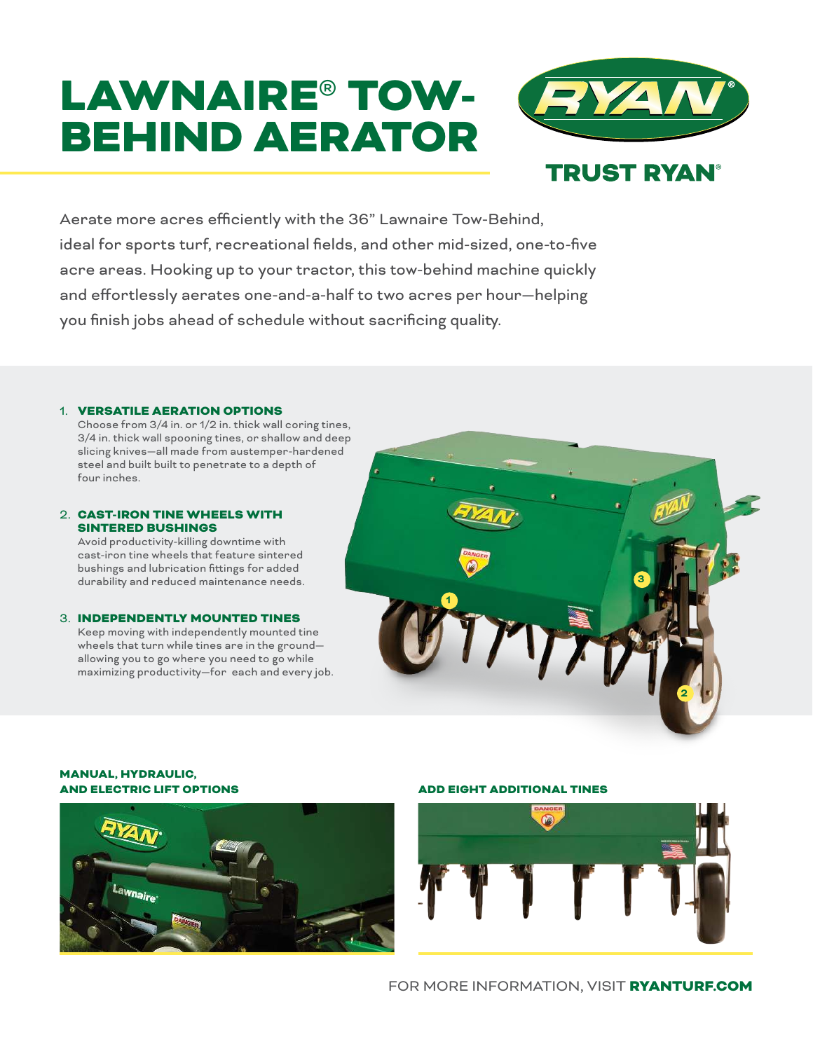# LAWNAIRE® TOW-BEHIND AERATOR

TRUST RYAN®

Aerate more acres efficiently with the 36" Lawnaire Tow-Behind, ideal for sports turf, recreational fields, and other mid-sized, one-to-five acre areas. Hooking up to your tractor, this tow-behind machine quickly and effortlessly aerates one-and-a-half to two acres per hour—helping you finish jobs ahead of schedule without sacrificing quality.

1. **VERSATILE AERATION OPTIONS**
   Choose from 3/4 in. or 1/2 in. thick wall coring tines, 3/4 in. thick wall spooning tines, or shallow and deep slicing knives—all made from austemper-hardened steel and built built to penetrate to a depth of four inches.

2. **CAST-IRON TINE WHEELS WITH SINTERED BUSHINGS**
   Avoid productivity-killing downtime with cast-iron tine wheels that feature sintered bushings and lubrication fittings for added durability and reduced maintenance needs.

3. **INDEPENDENTLY MOUNTED TINES**
   Keep moving with independently mounted tine wheels that turn while tines are in the ground—allowing you to go where you need to go while maximizing productivity—for each and every job.

### MANUAL, HYDRAULIC, AND ELECTRIC LIFT OPTIONS

### ADD EIGHT ADDITIONAL TINES

FOR MORE INFORMATION, VISIT **RYANTURF.COM**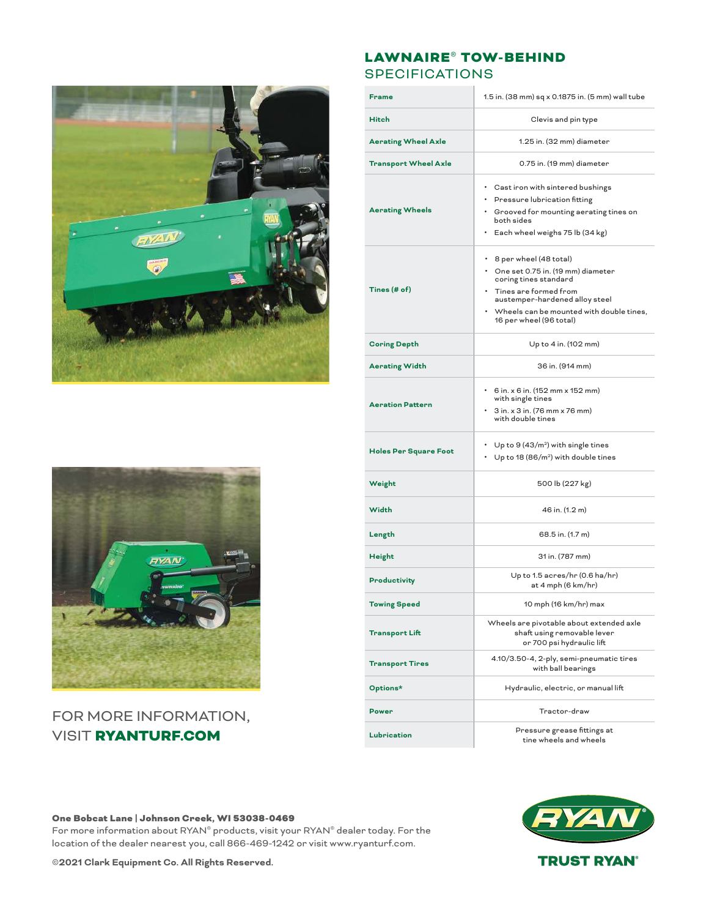## LAWNAIRE® TOW-BEHIND SPECIFICATIONS

| | |
|---|---|
| Frame | 1.5 in. (38 mm) sq x 0.1875 in. (5 mm) wall tube |
| Hitch | Clevis and pin type |
| Aerating Wheel Axle | 1.25 in. (32 mm) diameter |
| Transport Wheel Axle | 0.75 in. (19 mm) diameter |
| Aerating Wheels | • Cast iron with sintered bushings<br>• Pressure lubrication fitting<br>• Grooved for mounting aerating tines on both sides<br>• Each wheel weighs 75 lb (34 kg) |
| Tines (# of) | • 8 per wheel (48 total)<br>• One set 0.75 in. (19 mm) diameter coring tines standard<br>• Tines are formed from austemper-hardened alloy steel<br>• Wheels can be mounted with double tines, 16 per wheel (96 total) |
| Coring Depth | Up to 4 in. (102 mm) |
| Aerating Width | 36 in. (914 mm) |
| Aeration Pattern | • 6 in. x 6 in. (152 mm x 152 mm) with single tines<br>• 3 in. x 3 in. (76 mm x 76 mm) with double tines |
| Holes Per Square Foot | • Up to 9 (43/m²) with single tines<br>• Up to 18 (86/m²) with double tines |
| Weight | 500 lb (227 kg) |
| Width | 46 in. (1.2 m) |
| Length | 68.5 in. (1.7 m) |
| Height | 31 in. (787 mm) |
| Productivity | Up to 1.5 acres/hr (0.6 ha/hr) at 4 mph (6 km/hr) |
| Towing Speed | 10 mph (16 km/hr) max |
| Transport Lift | Wheels are pivotable about extended axle shaft using removable lever or 700 psi hydraulic lift |
| Transport Tires | 4.10/3.50-4, 2-ply, semi-pneumatic tires with ball bearings |
| Options* | Hydraulic, electric, or manual lift |
| Power | Tractor-draw |
| Lubrication | Pressure grease fittings at tine wheels and wheels |

FOR MORE INFORMATION, VISIT **RYANTURF.COM**

**One Bobcat Lane | Johnson Creek, WI 53038-0469**
For more information about RYAN® products, visit your RYAN® dealer today. For the location of the dealer nearest you, call 866-469-1242 or visit www.ryanturf.com.

**©2021 Clark Equipment Co. All Rights Reserved.**

RYAN®

**TRUST RYAN®**